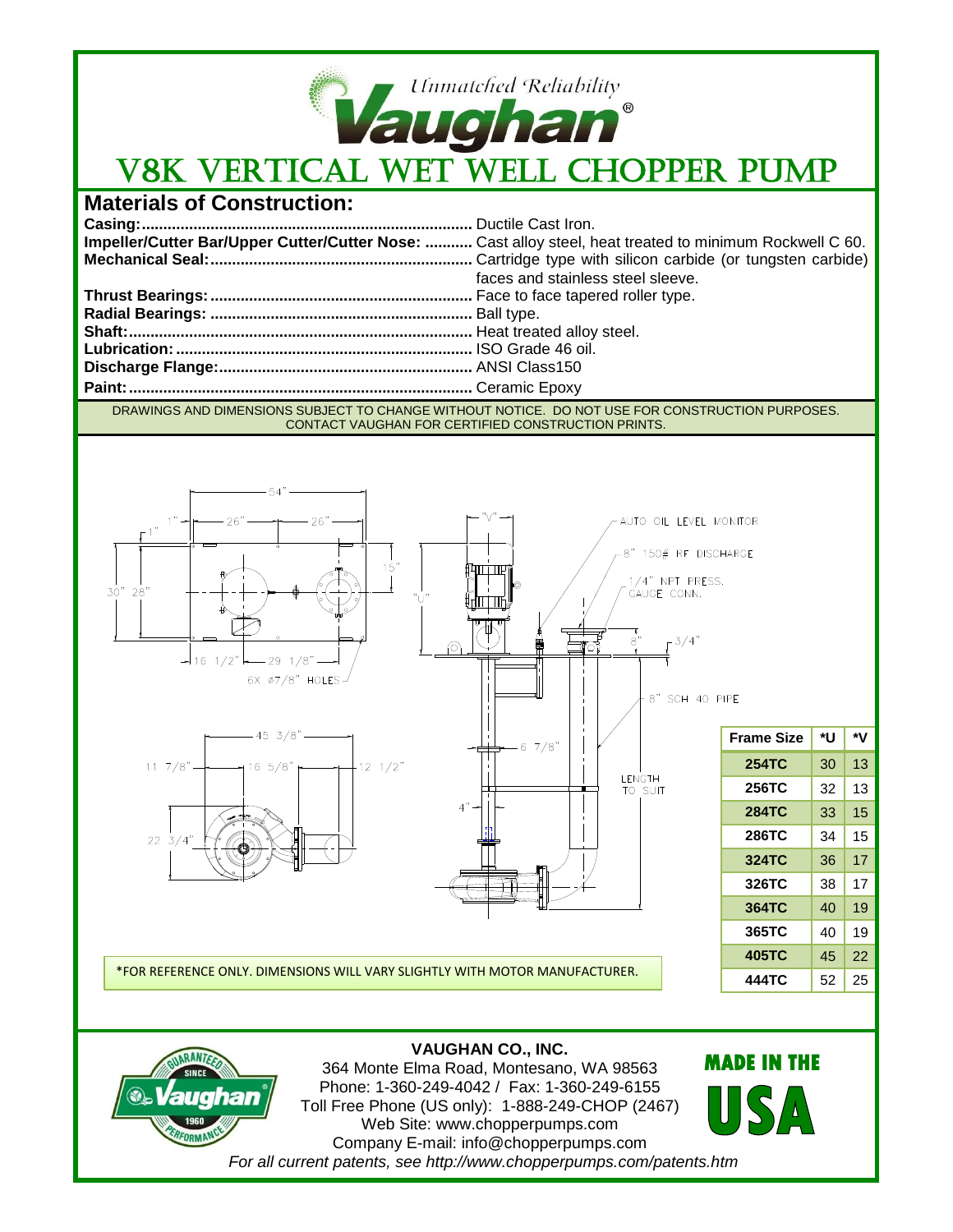*Unmatched Reliability*

**Vaughan®**

# V8K VERTICAL WET WELL CHOPPER PUMP

## Materials of Construction:

**Casing:** ........................................................................ Ductile Cast Iron.
**Impeller/Cutter Bar/Upper Cutter/Cutter Nose:** ........... Cast alloy steel, heat treated to minimum Rockwell C 60.
**Mechanical Seal:** ............................................................ Cartridge type with silicon carbide (or tungsten carbide) faces and stainless steel sleeve.
**Thrust Bearings:** ............................................................ Face to face tapered roller type.
**Radial Bearings:** ............................................................ Ball type.
**Shaft:** ............................................................................. Heat treated alloy steel.
**Lubrication:** .................................................................... ISO Grade 46 oil.
**Discharge Flange:** .......................................................... ANSI Class150
**Paint:** .............................................................................. Ceramic Epoxy

DRAWINGS AND DIMENSIONS SUBJECT TO CHANGE WITHOUT NOTICE. DO NOT USE FOR CONSTRUCTION PURPOSES. CONTACT VAUGHAN FOR CERTIFIED CONSTRUCTION PRINTS.

54" | 1" | 26" | 26" | 1" | 30" | 28" | 15" | 16 1/2" | 29 1/8" | 6X Ø7/8" HOLES

45 3/8" | 11 7/8" | 16 5/8" | 12 1/2" | 22 3/4"

"V" | "U" | AUTO OIL LEVEL MONITOR | 8" 150# RF DISCHARGE | 1/4" NPT PRESS. GAUGE CONN. | 8" | 3/4" | 8" SCH 40 PIPE | 6 7/8" | 4" | LENGTH TO SUIT

| Frame Size | *U | *V |
|---|---|---|
| 254TC | 30 | 13 |
| 256TC | 32 | 13 |
| 284TC | 33 | 15 |
| 286TC | 34 | 15 |
| 324TC | 36 | 17 |
| 326TC | 38 | 17 |
| 364TC | 40 | 19 |
| 365TC | 40 | 19 |
| 405TC | 45 | 22 |
| 444TC | 52 | 25 |

*FOR REFERENCE ONLY. DIMENSIONS WILL VARY SLIGHTLY WITH MOTOR MANUFACTURER.

GUARANTEED PERFORMANCE SINCE 1960 Vaughan®

**VAUGHAN CO., INC.**
364 Monte Elma Road, Montesano, WA 98563
Phone: 1-360-249-4042 / Fax: 1-360-249-6155
Toll Free Phone (US only): 1-888-249-CHOP (2467)
Web Site: www.chopperpumps.com
Company E-mail: info@chopperpumps.com
*For all current patents, see http://www.chopperpumps.com/patents.htm*

MADE IN THE USA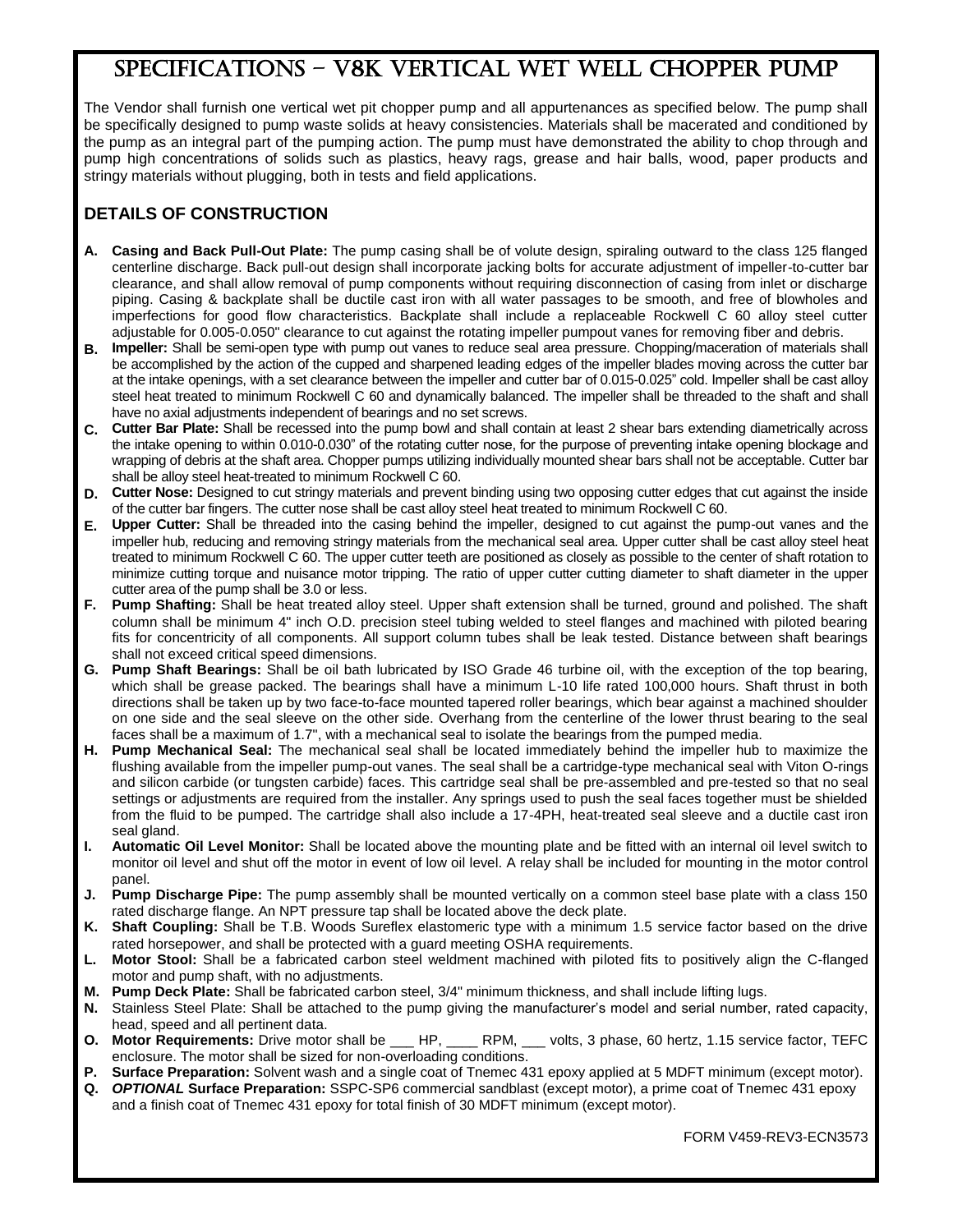# SPECIFICATIONS – V8K VERTICAL WET WELL CHOPPER PUMP

The Vendor shall furnish one vertical wet pit chopper pump and all appurtenances as specified below. The pump shall be specifically designed to pump waste solids at heavy consistencies. Materials shall be macerated and conditioned by the pump as an integral part of the pumping action. The pump must have demonstrated the ability to chop through and pump high concentrations of solids such as plastics, heavy rags, grease and hair balls, wood, paper products and stringy materials without plugging, both in tests and field applications.

## DETAILS OF CONSTRUCTION

**A. Casing and Back Pull-Out Plate:** The pump casing shall be of volute design, spiraling outward to the class 125 flanged centerline discharge. Back pull-out design shall incorporate jacking bolts for accurate adjustment of impeller-to-cutter bar clearance, and shall allow removal of pump components without requiring disconnection of casing from inlet or discharge piping. Casing & backplate shall be ductile cast iron with all water passages to be smooth, and free of blowholes and imperfections for good flow characteristics. Backplate shall include a replaceable Rockwell C 60 alloy steel cutter adjustable for 0.005-0.050" clearance to cut against the rotating impeller pumpout vanes for removing fiber and debris.

**B. Impeller:** Shall be semi-open type with pump out vanes to reduce seal area pressure. Chopping/maceration of materials shall be accomplished by the action of the cupped and sharpened leading edges of the impeller blades moving across the cutter bar at the intake openings, with a set clearance between the impeller and cutter bar of 0.015-0.025" cold. Impeller shall be cast alloy steel heat treated to minimum Rockwell C 60 and dynamically balanced. The impeller shall be threaded to the shaft and shall have no axial adjustments independent of bearings and no set screws.

**C. Cutter Bar Plate:** Shall be recessed into the pump bowl and shall contain at least 2 shear bars extending diametrically across the intake opening to within 0.010-0.030" of the rotating cutter nose, for the purpose of preventing intake opening blockage and wrapping of debris at the shaft area. Chopper pumps utilizing individually mounted shear bars shall not be acceptable. Cutter bar shall be alloy steel heat-treated to minimum Rockwell C 60.

**D. Cutter Nose:** Designed to cut stringy materials and prevent binding using two opposing cutter edges that cut against the inside of the cutter bar fingers. The cutter nose shall be cast alloy steel heat treated to minimum Rockwell C 60.

**E. Upper Cutter:** Shall be threaded into the casing behind the impeller, designed to cut against the pump-out vanes and the impeller hub, reducing and removing stringy materials from the mechanical seal area. Upper cutter shall be cast alloy steel heat treated to minimum Rockwell C 60. The upper cutter teeth are positioned as closely as possible to the center of shaft rotation to minimize cutting torque and nuisance motor tripping. The ratio of upper cutter cutting diameter to shaft diameter in the upper cutter area of the pump shall be 3.0 or less.

**F. Pump Shafting:** Shall be heat treated alloy steel. Upper shaft extension shall be turned, ground and polished. The shaft column shall be minimum 4" inch O.D. precision steel tubing welded to steel flanges and machined with piloted bearing fits for concentricity of all components. All support column tubes shall be leak tested. Distance between shaft bearings shall not exceed critical speed dimensions.

**G. Pump Shaft Bearings:** Shall be oil bath lubricated by ISO Grade 46 turbine oil, with the exception of the top bearing, which shall be grease packed. The bearings shall have a minimum L-10 life rated 100,000 hours. Shaft thrust in both directions shall be taken up by two face-to-face mounted tapered roller bearings, which bear against a machined shoulder on one side and the seal sleeve on the other side. Overhang from the centerline of the lower thrust bearing to the seal faces shall be a maximum of 1.7", with a mechanical seal to isolate the bearings from the pumped media.

**H. Pump Mechanical Seal:** The mechanical seal shall be located immediately behind the impeller hub to maximize the flushing available from the impeller pump-out vanes. The seal shall be a cartridge-type mechanical seal with Viton O-rings and silicon carbide (or tungsten carbide) faces. This cartridge seal shall be pre-assembled and pre-tested so that no seal settings or adjustments are required from the installer. Any springs used to push the seal faces together must be shielded from the fluid to be pumped. The cartridge shall also include a 17-4PH, heat-treated seal sleeve and a ductile cast iron seal gland.

**I. Automatic Oil Level Monitor:** Shall be located above the mounting plate and be fitted with an internal oil level switch to monitor oil level and shut off the motor in event of low oil level. A relay shall be included for mounting in the motor control panel.

**J. Pump Discharge Pipe:** The pump assembly shall be mounted vertically on a common steel base plate with a class 150 rated discharge flange. An NPT pressure tap shall be located above the deck plate.

**K. Shaft Coupling:** Shall be T.B. Woods Sureflex elastomeric type with a minimum 1.5 service factor based on the drive rated horsepower, and shall be protected with a guard meeting OSHA requirements.

**L. Motor Stool:** Shall be a fabricated carbon steel weldment machined with piloted fits to positively align the C-flanged motor and pump shaft, with no adjustments.

**M. Pump Deck Plate:** Shall be fabricated carbon steel, 3/4" minimum thickness, and shall include lifting lugs.

**N.** Stainless Steel Plate: Shall be attached to the pump giving the manufacturer's model and serial number, rated capacity, head, speed and all pertinent data.

**O. Motor Requirements:** Drive motor shall be ___ HP, ____ RPM, ___ volts, 3 phase, 60 hertz, 1.15 service factor, TEFC enclosure. The motor shall be sized for non-overloading conditions.

**P. Surface Preparation:** Solvent wash and a single coat of Tnemec 431 epoxy applied at 5 MDFT minimum (except motor).

**Q. *OPTIONAL* Surface Preparation:** SSPC-SP6 commercial sandblast (except motor), a prime coat of Tnemec 431 epoxy and a finish coat of Tnemec 431 epoxy for total finish of 30 MDFT minimum (except motor).

FORM V459-REV3-ECN3573